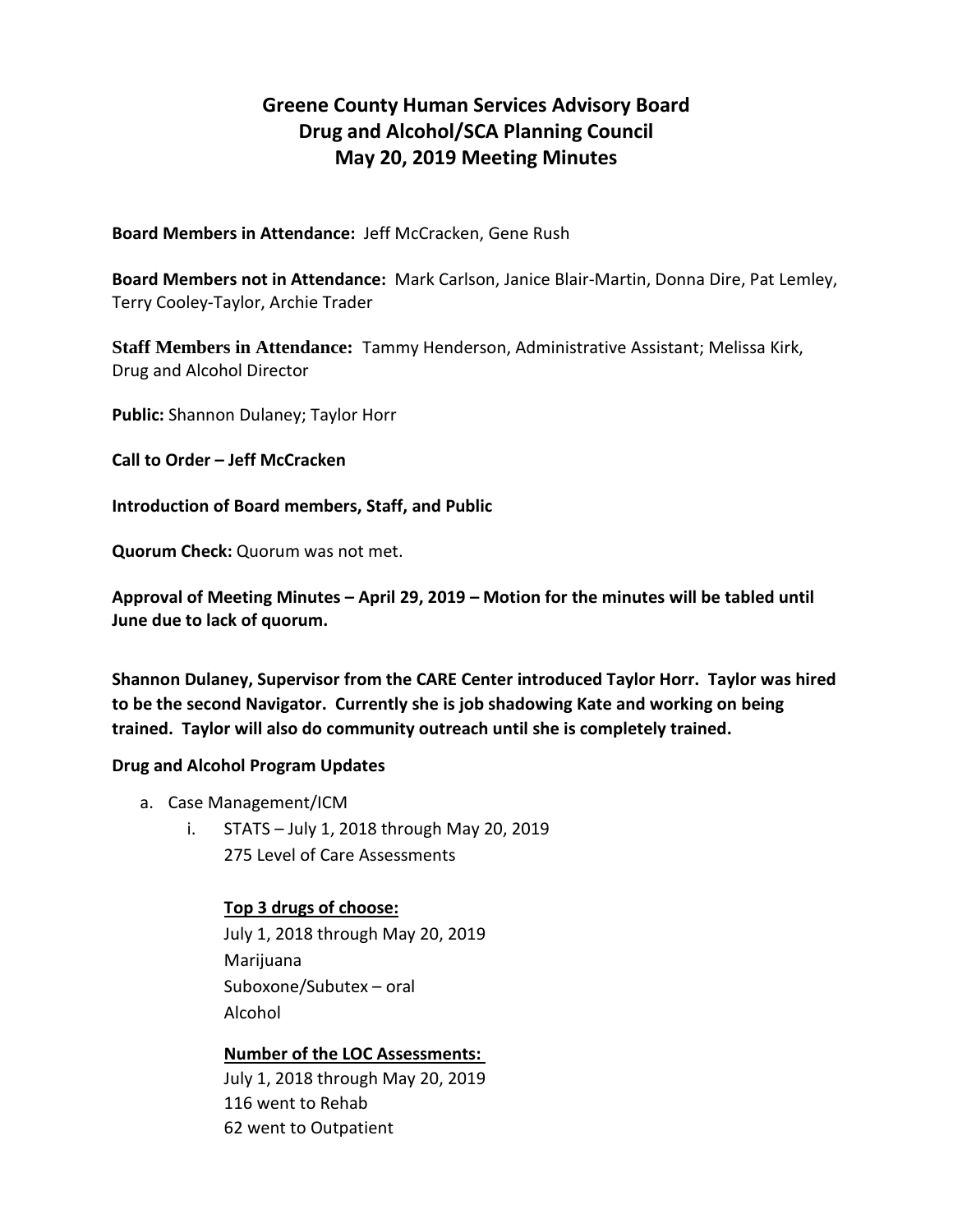# Greene County Human Services Advisory Board
# Drug and Alcohol/SCA Planning Council
# May 20, 2019 Meeting Minutes

**Board Members in Attendance:** Jeff McCracken, Gene Rush

**Board Members not in Attendance:** Mark Carlson, Janice Blair-Martin, Donna Dire, Pat Lemley, Terry Cooley-Taylor, Archie Trader

**Staff Members in Attendance:** Tammy Henderson, Administrative Assistant; Melissa Kirk, Drug and Alcohol Director

**Public:** Shannon Dulaney; Taylor Horr

**Call to Order – Jeff McCracken**

**Introduction of Board members, Staff, and Public**

**Quorum Check:** Quorum was not met.

**Approval of Meeting Minutes – April 29, 2019 – Motion for the minutes will be tabled until June due to lack of quorum.**

**Shannon Dulaney, Supervisor from the CARE Center introduced Taylor Horr. Taylor was hired to be the second Navigator. Currently she is job shadowing Kate and working on being trained. Taylor will also do community outreach until she is completely trained.**

**Drug and Alcohol Program Updates**

a. Case Management/ICM
   i. STATS – July 1, 2018 through May 20, 2019
      275 Level of Care Assessments

      **<u>Top 3 drugs of choose:</u>**
      July 1, 2018 through May 20, 2019
      Marijuana
      Suboxone/Subutex – oral
      Alcohol

      **<u>Number of the LOC Assessments:</u>**
      July 1, 2018 through May 20, 2019
      116 went to Rehab
      62 went to Outpatient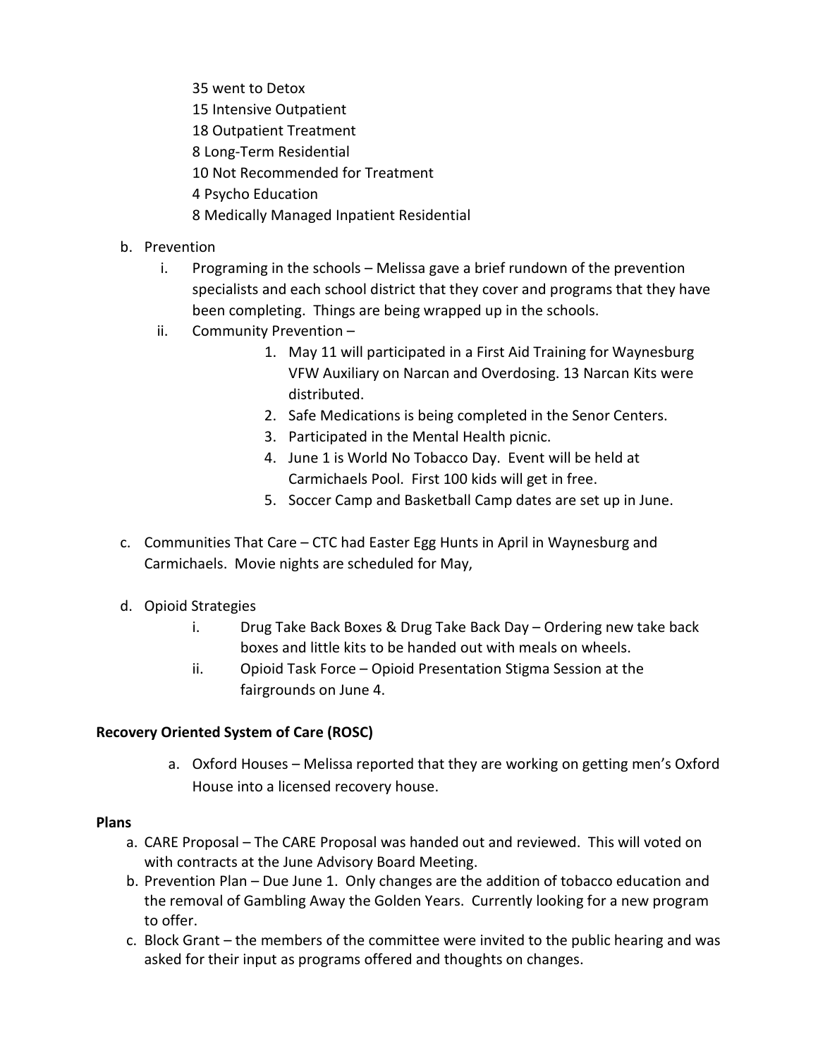35 went to Detox
15 Intensive Outpatient
18 Outpatient Treatment
8 Long-Term Residential
10 Not Recommended for Treatment
4 Psycho Education
8 Medically Managed Inpatient Residential

b. Prevention
   i. Programing in the schools – Melissa gave a brief rundown of the prevention specialists and each school district that they cover and programs that they have been completing. Things are being wrapped up in the schools.
   ii. Community Prevention –
      1. May 11 will participated in a First Aid Training for Waynesburg VFW Auxiliary on Narcan and Overdosing. 13 Narcan Kits were distributed.
      2. Safe Medications is being completed in the Senor Centers.
      3. Participated in the Mental Health picnic.
      4. June 1 is World No Tobacco Day. Event will be held at Carmichaels Pool. First 100 kids will get in free.
      5. Soccer Camp and Basketball Camp dates are set up in June.

c. Communities That Care – CTC had Easter Egg Hunts in April in Waynesburg and Carmichaels. Movie nights are scheduled for May,

d. Opioid Strategies
   i. Drug Take Back Boxes & Drug Take Back Day – Ordering new take back boxes and little kits to be handed out with meals on wheels.
   ii. Opioid Task Force – Opioid Presentation Stigma Session at the fairgrounds on June 4.

**Recovery Oriented System of Care (ROSC)**

a. Oxford Houses – Melissa reported that they are working on getting men's Oxford House into a licensed recovery house.

**Plans**

a. CARE Proposal – The CARE Proposal was handed out and reviewed. This will voted on with contracts at the June Advisory Board Meeting.
b. Prevention Plan – Due June 1. Only changes are the addition of tobacco education and the removal of Gambling Away the Golden Years. Currently looking for a new program to offer.
c. Block Grant – the members of the committee were invited to the public hearing and was asked for their input as programs offered and thoughts on changes.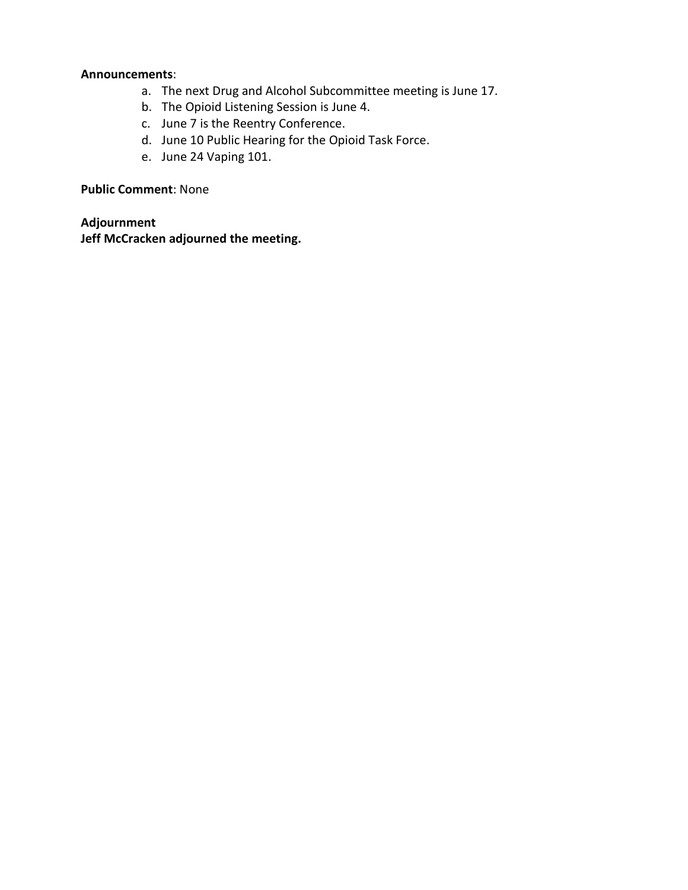**Announcements**:

a. The next Drug and Alcohol Subcommittee meeting is June 17.
b. The Opioid Listening Session is June 4.
c. June 7 is the Reentry Conference.
d. June 10 Public Hearing for the Opioid Task Force.
e. June 24 Vaping 101.

**Public Comment**: None

**Adjournment**
**Jeff McCracken adjourned the meeting.**